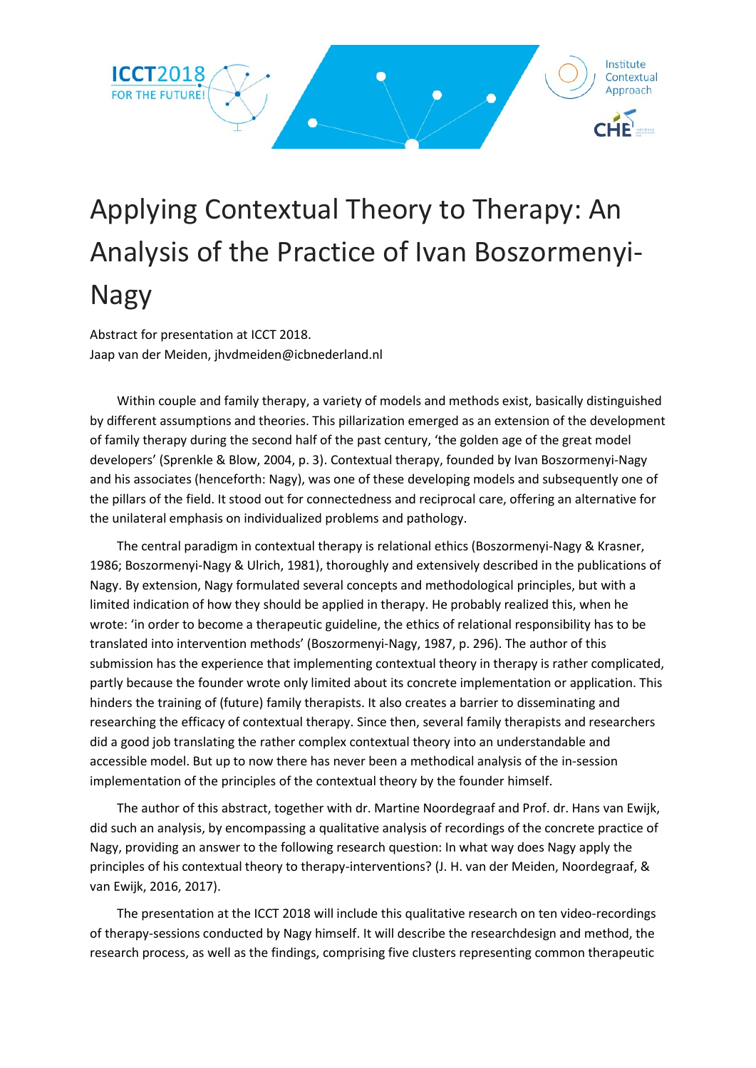# Applying Contextual Theory to Therapy: An Analysis of the Practice of Ivan Boszormenyi-Nagy

Abstract for presentation at ICCT 2018.  
Jaap van der Meiden, jhvdmeiden@icbnederland.nl

Within couple and family therapy, a variety of models and methods exist, basically distinguished by different assumptions and theories. This pillarization emerged as an extension of the development of family therapy during the second half of the past century, 'the golden age of the great model developers' (Sprenkle & Blow, 2004, p. 3). Contextual therapy, founded by Ivan Boszormenyi-Nagy and his associates (henceforth: Nagy), was one of these developing models and subsequently one of the pillars of the field. It stood out for connectedness and reciprocal care, offering an alternative for the unilateral emphasis on individualized problems and pathology.

The central paradigm in contextual therapy is relational ethics (Boszormenyi-Nagy & Krasner, 1986; Boszormenyi-Nagy & Ulrich, 1981), thoroughly and extensively described in the publications of Nagy. By extension, Nagy formulated several concepts and methodological principles, but with a limited indication of how they should be applied in therapy. He probably realized this, when he wrote: 'in order to become a therapeutic guideline, the ethics of relational responsibility has to be translated into intervention methods' (Boszormenyi-Nagy, 1987, p. 296). The author of this submission has the experience that implementing contextual theory in therapy is rather complicated, partly because the founder wrote only limited about its concrete implementation or application. This hinders the training of (future) family therapists. It also creates a barrier to disseminating and researching the efficacy of contextual therapy. Since then, several family therapists and researchers did a good job translating the rather complex contextual theory into an understandable and accessible model. But up to now there has never been a methodical analysis of the in-session implementation of the principles of the contextual theory by the founder himself.

The author of this abstract, together with dr. Martine Noordegraaf and Prof. dr. Hans van Ewijk, did such an analysis, by encompassing a qualitative analysis of recordings of the concrete practice of Nagy, providing an answer to the following research question: In what way does Nagy apply the principles of his contextual theory to therapy-interventions? (J. H. van der Meiden, Noordegraaf, & van Ewijk, 2016, 2017).

The presentation at the ICCT 2018 will include this qualitative research on ten video-recordings of therapy-sessions conducted by Nagy himself. It will describe the researchdesign and method, the research process, as well as the findings, comprising five clusters representing common therapeutic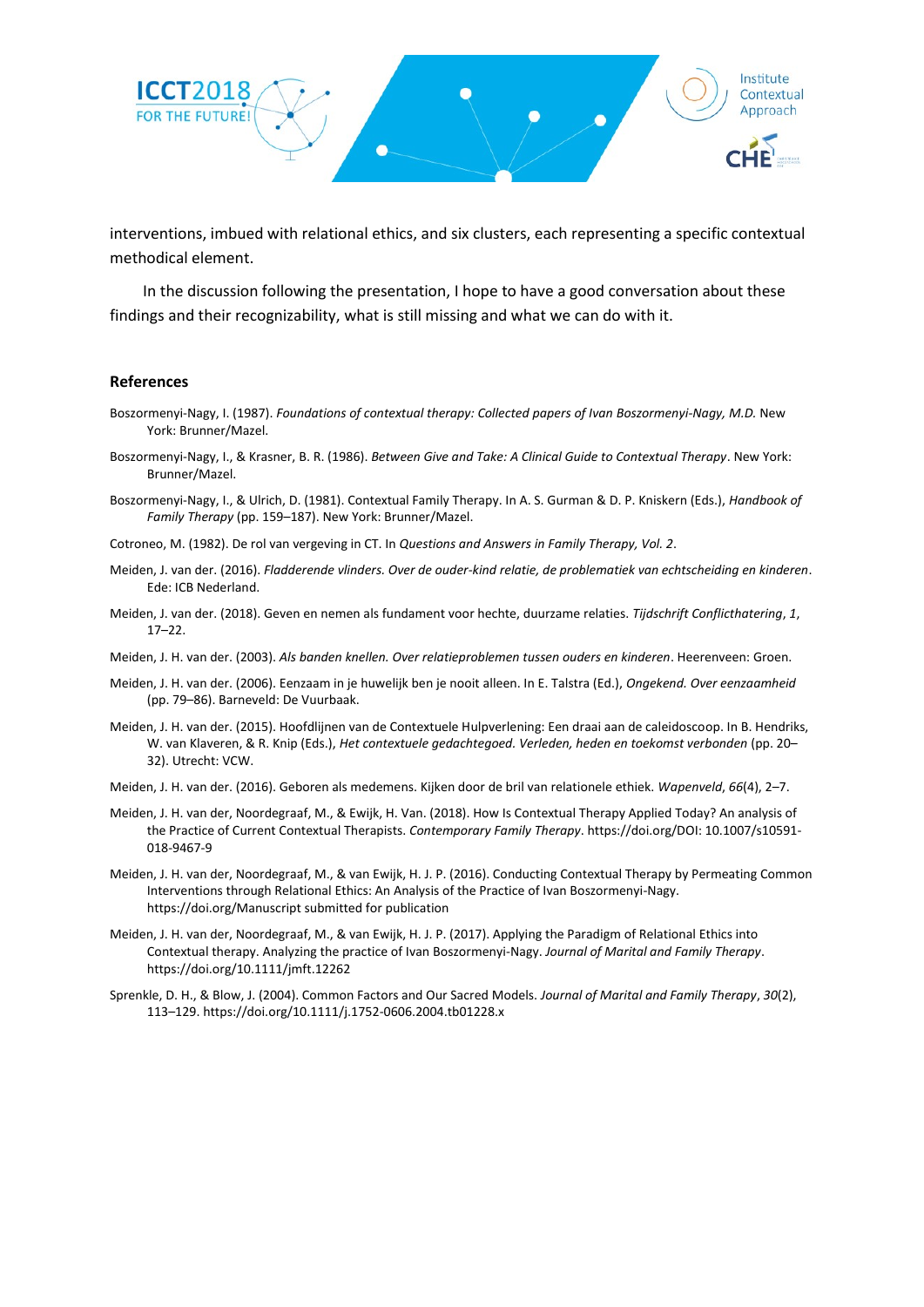interventions, imbued with relational ethics, and six clusters, each representing a specific contextual methodical element.

In the discussion following the presentation, I hope to have a good conversation about these findings and their recognizability, what is still missing and what we can do with it.

## References

Boszormenyi-Nagy, I. (1987). *Foundations of contextual therapy: Collected papers of Ivan Boszormenyi-Nagy, M.D.* New York: Brunner/Mazel.

Boszormenyi-Nagy, I., & Krasner, B. R. (1986). *Between Give and Take: A Clinical Guide to Contextual Therapy*. New York: Brunner/Mazel.

Boszormenyi-Nagy, I., & Ulrich, D. (1981). Contextual Family Therapy. In A. S. Gurman & D. P. Kniskern (Eds.), *Handbook of Family Therapy* (pp. 159–187). New York: Brunner/Mazel.

Cotroneo, M. (1982). De rol van vergeving in CT. In *Questions and Answers in Family Therapy, Vol. 2*.

Meiden, J. van der. (2016). *Fladderende vlinders. Over de ouder-kind relatie, de problematiek van echtscheiding en kinderen*. Ede: ICB Nederland.

Meiden, J. van der. (2018). Geven en nemen als fundament voor hechte, duurzame relaties. *Tijdschrift Conflicthatering*, *1*, 17–22.

Meiden, J. H. van der. (2003). *Als banden knellen. Over relatieproblemen tussen ouders en kinderen*. Heerenveen: Groen.

Meiden, J. H. van der. (2006). Eenzaam in je huwelijk ben je nooit alleen. In E. Talstra (Ed.), *Ongekend. Over eenzaamheid* (pp. 79–86). Barneveld: De Vuurbaak.

Meiden, J. H. van der. (2015). Hoofdlijnen van de Contextuele Hulpverlening: Een draai aan de caleidoscoop. In B. Hendriks, W. van Klaveren, & R. Knip (Eds.), *Het contextuele gedachtegoed. Verleden, heden en toekomst verbonden* (pp. 20–32). Utrecht: VCW.

Meiden, J. H. van der. (2016). Geboren als medemens. Kijken door de bril van relationele ethiek. *Wapenveld*, *66*(4), 2–7.

Meiden, J. H. van der, Noordegraaf, M., & Ewijk, H. Van. (2018). How Is Contextual Therapy Applied Today? An analysis of the Practice of Current Contextual Therapists. *Contemporary Family Therapy*. https://doi.org/DOI: 10.1007/s10591-018-9467-9

Meiden, J. H. van der, Noordegraaf, M., & van Ewijk, H. J. P. (2016). Conducting Contextual Therapy by Permeating Common Interventions through Relational Ethics: An Analysis of the Practice of Ivan Boszormenyi-Nagy. https://doi.org/Manuscript submitted for publication

Meiden, J. H. van der, Noordegraaf, M., & van Ewijk, H. J. P. (2017). Applying the Paradigm of Relational Ethics into Contextual therapy. Analyzing the practice of Ivan Boszormenyi-Nagy. *Journal of Marital and Family Therapy*. https://doi.org/10.1111/jmft.12262

Sprenkle, D. H., & Blow, J. (2004). Common Factors and Our Sacred Models. *Journal of Marital and Family Therapy*, *30*(2), 113–129. https://doi.org/10.1111/j.1752-0606.2004.tb01228.x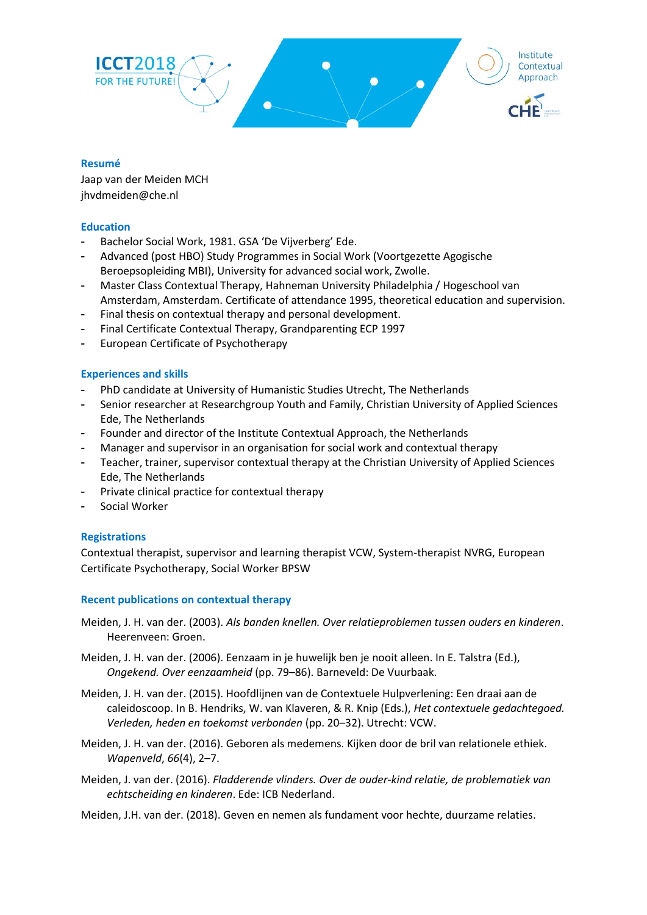## Resumé

Jaap van der Meiden MCH
jhvdmeiden@che.nl

## Education

- Bachelor Social Work, 1981. GSA 'De Vijverberg' Ede.
- Advanced (post HBO) Study Programmes in Social Work (Voortgezette Agogische Beroepsopleiding MBI), University for advanced social work, Zwolle.
- Master Class Contextual Therapy, Hahneman University Philadelphia / Hogeschool van Amsterdam, Amsterdam. Certificate of attendance 1995, theoretical education and supervision.
- Final thesis on contextual therapy and personal development.
- Final Certificate Contextual Therapy, Grandparenting ECP 1997
- European Certificate of Psychotherapy

## Experiences and skills

- PhD candidate at University of Humanistic Studies Utrecht, The Netherlands
- Senior researcher at Researchgroup Youth and Family, Christian University of Applied Sciences Ede, The Netherlands
- Founder and director of the Institute Contextual Approach, the Netherlands
- Manager and supervisor in an organisation for social work and contextual therapy
- Teacher, trainer, supervisor contextual therapy at the Christian University of Applied Sciences Ede, The Netherlands
- Private clinical practice for contextual therapy
- Social Worker

## Registrations

Contextual therapist, supervisor and learning therapist VCW, System-therapist NVRG, European Certificate Psychotherapy, Social Worker BPSW

## Recent publications on contextual therapy

Meiden, J. H. van der. (2003). *Als banden knellen. Over relatieproblemen tussen ouders en kinderen*. Heerenveen: Groen.

Meiden, J. H. van der. (2006). Eenzaam in je huwelijk ben je nooit alleen. In E. Talstra (Ed.), *Ongekend. Over eenzaamheid* (pp. 79–86). Barneveld: De Vuurbaak.

Meiden, J. H. van der. (2015). Hoofdlijnen van de Contextuele Hulpverlening: Een draai aan de caleidoscoop. In B. Hendriks, W. van Klaveren, & R. Knip (Eds.), *Het contextuele gedachtegoed. Verleden, heden en toekomst verbonden* (pp. 20–32). Utrecht: VCW.

Meiden, J. H. van der. (2016). Geboren als medemens. Kijken door de bril van relationele ethiek. *Wapenveld*, *66*(4), 2–7.

Meiden, J. van der. (2016). *Fladderende vlinders. Over de ouder-kind relatie, de problematiek van echtscheiding en kinderen*. Ede: ICB Nederland.

Meiden, J.H. van der. (2018). Geven en nemen als fundament voor hechte, duurzame relaties.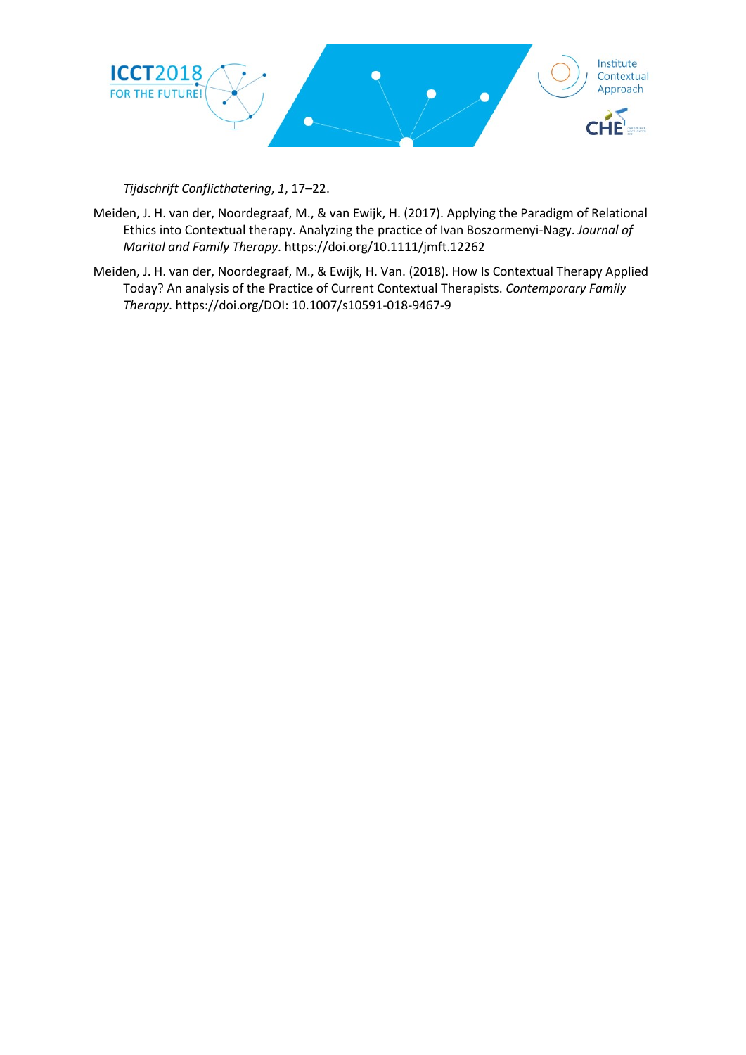*Tijdschrift Conflicthatering*, *1*, 17–22.

Meiden, J. H. van der, Noordegraaf, M., & van Ewijk, H. (2017). Applying the Paradigm of Relational Ethics into Contextual therapy. Analyzing the practice of Ivan Boszormenyi-Nagy. *Journal of Marital and Family Therapy*. https://doi.org/10.1111/jmft.12262

Meiden, J. H. van der, Noordegraaf, M., & Ewijk, H. Van. (2018). How Is Contextual Therapy Applied Today? An analysis of the Practice of Current Contextual Therapists. *Contemporary Family Therapy*. https://doi.org/DOI: 10.1007/s10591-018-9467-9